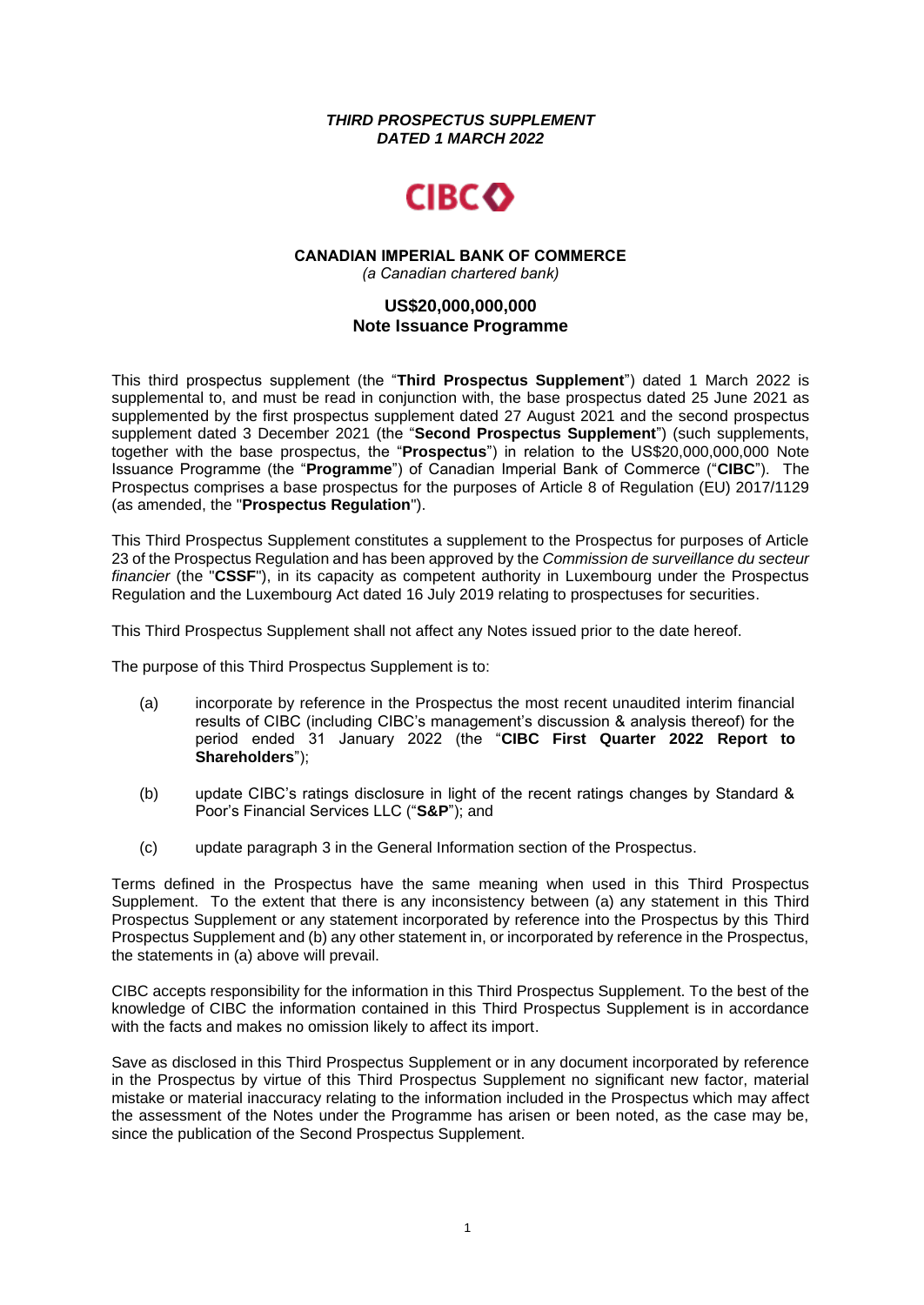***THIRD PROSPECTUS SUPPLEMENT***
***DATED 1 MARCH 2022***

CIBC

**CANADIAN IMPERIAL BANK OF COMMERCE**
*(a Canadian chartered bank)*

**US$20,000,000,000**
**Note Issuance Programme**

This third prospectus supplement (the "**Third Prospectus Supplement**") dated 1 March 2022 is supplemental to, and must be read in conjunction with, the base prospectus dated 25 June 2021 as supplemented by the first prospectus supplement dated 27 August 2021 and the second prospectus supplement dated 3 December 2021 (the "**Second Prospectus Supplement**") (such supplements, together with the base prospectus, the "**Prospectus**") in relation to the US$20,000,000,000 Note Issuance Programme (the "**Programme**") of Canadian Imperial Bank of Commerce ("**CIBC**"). The Prospectus comprises a base prospectus for the purposes of Article 8 of Regulation (EU) 2017/1129 (as amended, the "**Prospectus Regulation**").

This Third Prospectus Supplement constitutes a supplement to the Prospectus for purposes of Article 23 of the Prospectus Regulation and has been approved by the *Commission de surveillance du secteur financier* (the "**CSSF**"), in its capacity as competent authority in Luxembourg under the Prospectus Regulation and the Luxembourg Act dated 16 July 2019 relating to prospectuses for securities.

This Third Prospectus Supplement shall not affect any Notes issued prior to the date hereof.

The purpose of this Third Prospectus Supplement is to:

(a) incorporate by reference in the Prospectus the most recent unaudited interim financial results of CIBC (including CIBC's management's discussion & analysis thereof) for the period ended 31 January 2022 (the "**CIBC First Quarter 2022 Report to Shareholders**");

(b) update CIBC's ratings disclosure in light of the recent ratings changes by Standard & Poor's Financial Services LLC ("**S&P**"); and

(c) update paragraph 3 in the General Information section of the Prospectus.

Terms defined in the Prospectus have the same meaning when used in this Third Prospectus Supplement. To the extent that there is any inconsistency between (a) any statement in this Third Prospectus Supplement or any statement incorporated by reference into the Prospectus by this Third Prospectus Supplement and (b) any other statement in, or incorporated by reference in the Prospectus, the statements in (a) above will prevail.

CIBC accepts responsibility for the information in this Third Prospectus Supplement. To the best of the knowledge of CIBC the information contained in this Third Prospectus Supplement is in accordance with the facts and makes no omission likely to affect its import.

Save as disclosed in this Third Prospectus Supplement or in any document incorporated by reference in the Prospectus by virtue of this Third Prospectus Supplement no significant new factor, material mistake or material inaccuracy relating to the information included in the Prospectus which may affect the assessment of the Notes under the Programme has arisen or been noted, as the case may be, since the publication of the Second Prospectus Supplement.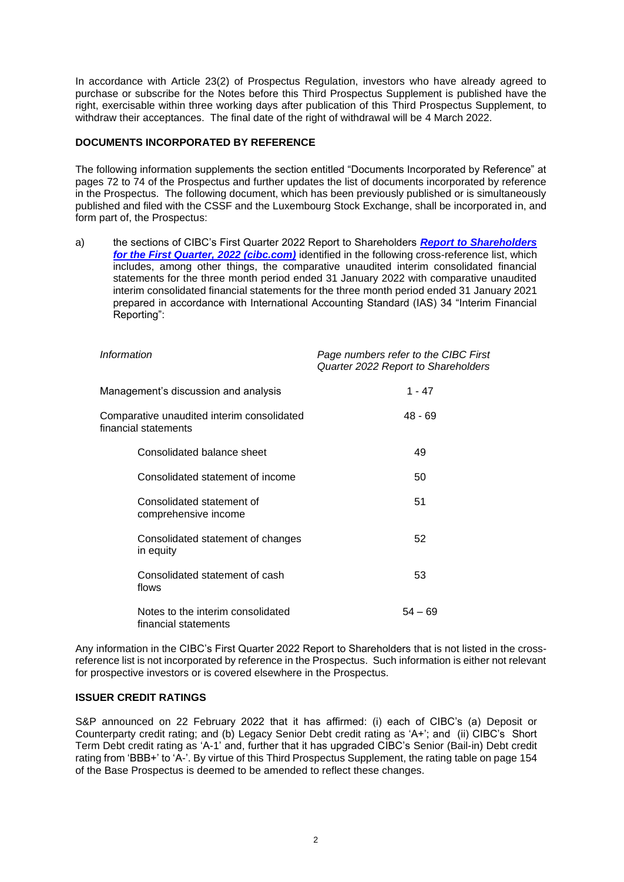In accordance with Article 23(2) of Prospectus Regulation, investors who have already agreed to purchase or subscribe for the Notes before this Third Prospectus Supplement is published have the right, exercisable within three working days after publication of this Third Prospectus Supplement, to withdraw their acceptances. The final date of the right of withdrawal will be 4 March 2022.

## DOCUMENTS INCORPORATED BY REFERENCE

The following information supplements the section entitled "Documents Incorporated by Reference" at pages 72 to 74 of the Prospectus and further updates the list of documents incorporated by reference in the Prospectus. The following document, which has been previously published or is simultaneously published and filed with the CSSF and the Luxembourg Stock Exchange, shall be incorporated in, and form part of, the Prospectus:

a) the sections of CIBC's First Quarter 2022 Report to Shareholders ***Report to Shareholders for the First Quarter, 2022 (cibc.com)*** identified in the following cross-reference list, which includes, among other things, the comparative unaudited interim consolidated financial statements for the three month period ended 31 January 2022 with comparative unaudited interim consolidated financial statements for the three month period ended 31 January 2021 prepared in accordance with International Accounting Standard (IAS) 34 "Interim Financial Reporting":

| *Information* | *Page numbers refer to the CIBC First Quarter 2022 Report to Shareholders* |
|---|---|
| Management's discussion and analysis | 1 - 47 |
| Comparative unaudited interim consolidated financial statements | 48 - 69 |
| Consolidated balance sheet | 49 |
| Consolidated statement of income | 50 |
| Consolidated statement of comprehensive income | 51 |
| Consolidated statement of changes in equity | 52 |
| Consolidated statement of cash flows | 53 |
| Notes to the interim consolidated financial statements | 54 – 69 |

Any information in the CIBC's First Quarter 2022 Report to Shareholders that is not listed in the cross-reference list is not incorporated by reference in the Prospectus. Such information is either not relevant for prospective investors or is covered elsewhere in the Prospectus.

## ISSUER CREDIT RATINGS

S&P announced on 22 February 2022 that it has affirmed: (i) each of CIBC's (a) Deposit or Counterparty credit rating; and (b) Legacy Senior Debt credit rating as 'A+'; and (ii) CIBC's Short Term Debt credit rating as 'A-1' and, further that it has upgraded CIBC's Senior (Bail-in) Debt credit rating from 'BBB+' to 'A-'. By virtue of this Third Prospectus Supplement, the rating table on page 154 of the Base Prospectus is deemed to be amended to reflect these changes.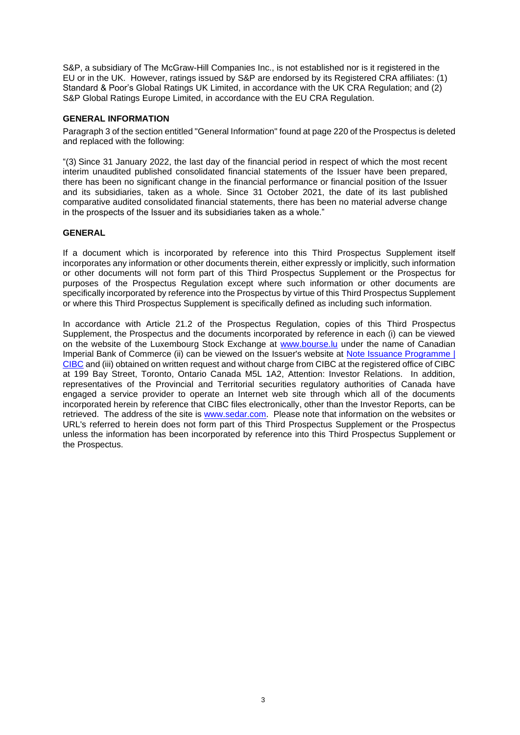S&P, a subsidiary of The McGraw-Hill Companies Inc., is not established nor is it registered in the EU or in the UK. However, ratings issued by S&P are endorsed by its Registered CRA affiliates: (1) Standard & Poor's Global Ratings UK Limited, in accordance with the UK CRA Regulation; and (2) S&P Global Ratings Europe Limited, in accordance with the EU CRA Regulation.

**GENERAL INFORMATION**

Paragraph 3 of the section entitled "General Information" found at page 220 of the Prospectus is deleted and replaced with the following:

"(3) Since 31 January 2022, the last day of the financial period in respect of which the most recent interim unaudited published consolidated financial statements of the Issuer have been prepared, there has been no significant change in the financial performance or financial position of the Issuer and its subsidiaries, taken as a whole. Since 31 October 2021, the date of its last published comparative audited consolidated financial statements, there has been no material adverse change in the prospects of the Issuer and its subsidiaries taken as a whole."

**GENERAL**

If a document which is incorporated by reference into this Third Prospectus Supplement itself incorporates any information or other documents therein, either expressly or implicitly, such information or other documents will not form part of this Third Prospectus Supplement or the Prospectus for purposes of the Prospectus Regulation except where such information or other documents are specifically incorporated by reference into the Prospectus by virtue of this Third Prospectus Supplement or where this Third Prospectus Supplement is specifically defined as including such information.

In accordance with Article 21.2 of the Prospectus Regulation, copies of this Third Prospectus Supplement, the Prospectus and the documents incorporated by reference in each (i) can be viewed on the website of the Luxembourg Stock Exchange at www.bourse.lu under the name of Canadian Imperial Bank of Commerce (ii) can be viewed on the Issuer's website at Note Issuance Programme | CIBC and (iii) obtained on written request and without charge from CIBC at the registered office of CIBC at 199 Bay Street, Toronto, Ontario Canada M5L 1A2, Attention: Investor Relations. In addition, representatives of the Provincial and Territorial securities regulatory authorities of Canada have engaged a service provider to operate an Internet web site through which all of the documents incorporated herein by reference that CIBC files electronically, other than the Investor Reports, can be retrieved. The address of the site is www.sedar.com. Please note that information on the websites or URL's referred to herein does not form part of this Third Prospectus Supplement or the Prospectus unless the information has been incorporated by reference into this Third Prospectus Supplement or the Prospectus.